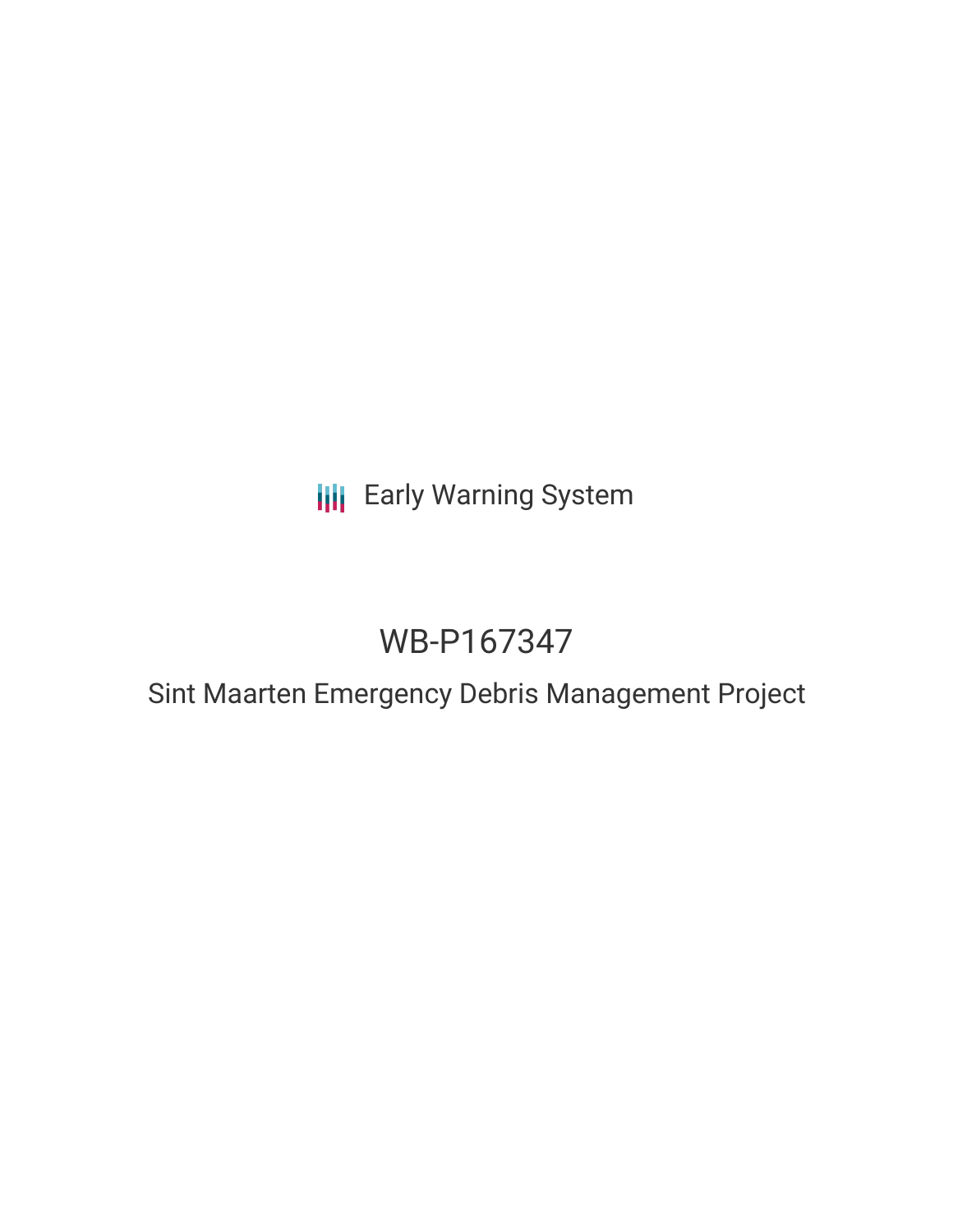Early Warning System

# WB-P167347

## Sint Maarten Emergency Debris Management Project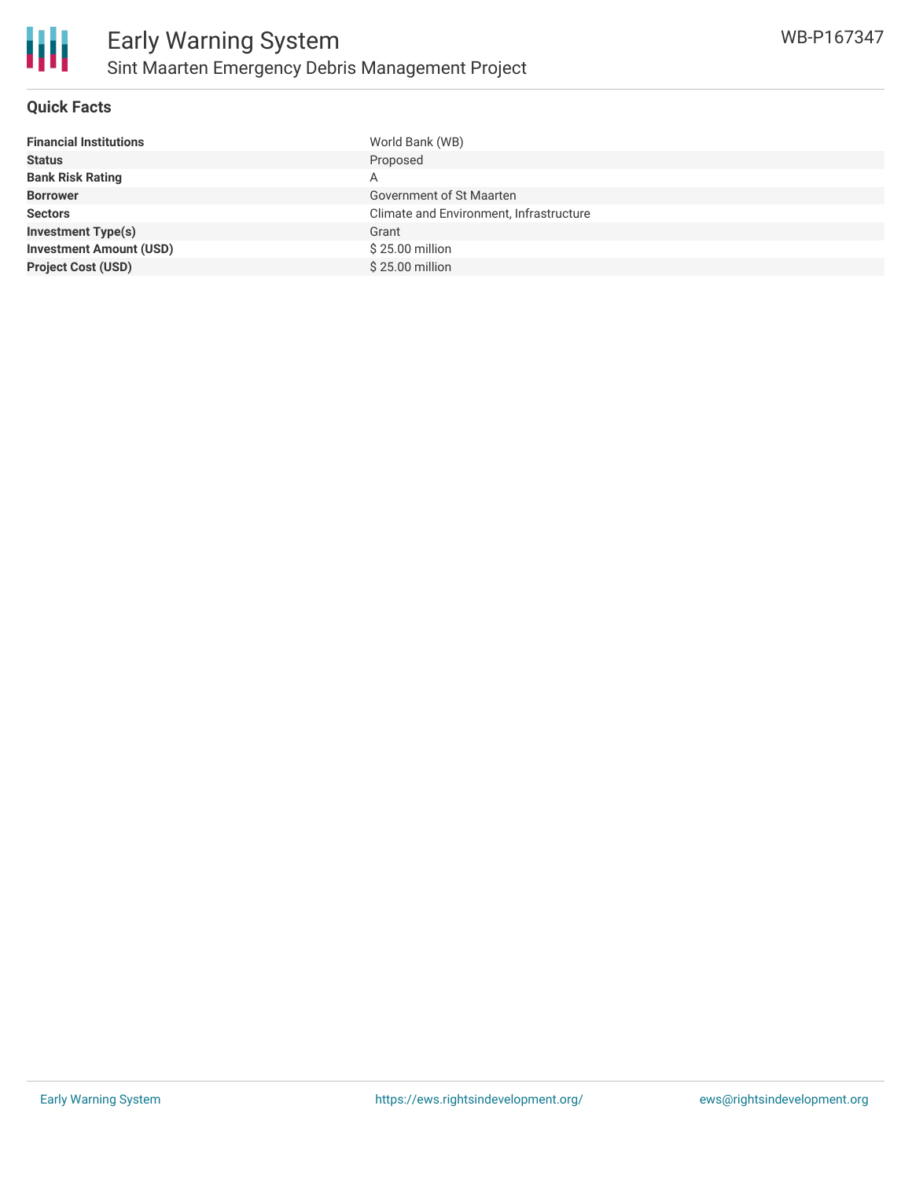## Quick Facts

| | |
|---|---|
| **Financial Institutions** | World Bank (WB) |
| **Status** | Proposed |
| **Bank Risk Rating** | A |
| **Borrower** | Government of St Maarten |
| **Sectors** | Climate and Environment, Infrastructure |
| **Investment Type(s)** | Grant |
| **Investment Amount (USD)** | $ 25.00 million |
| **Project Cost (USD)** | $ 25.00 million |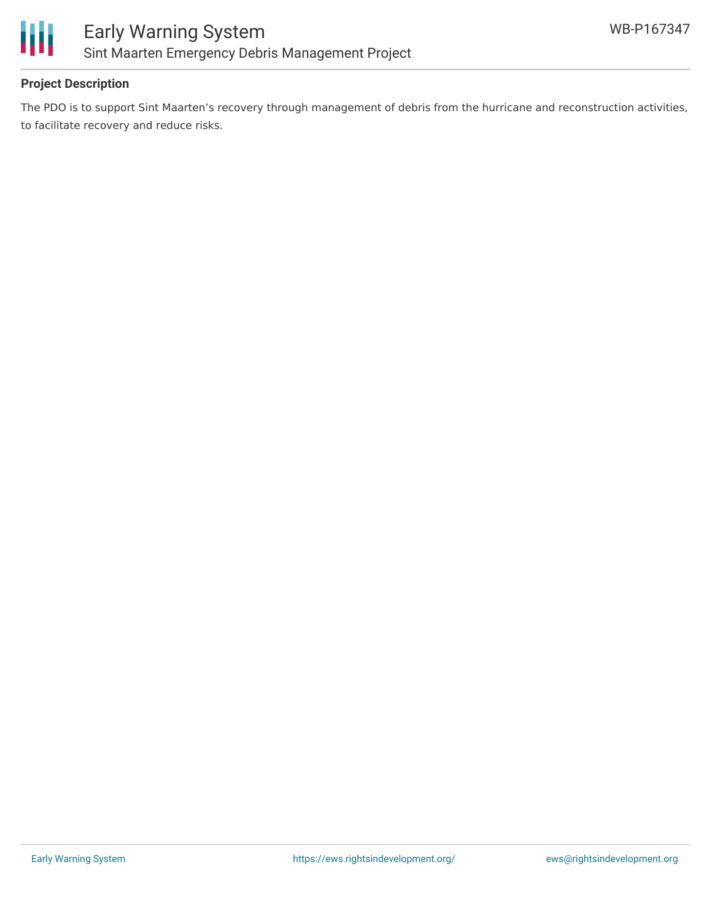## Project Description

The PDO is to support Sint Maarten's recovery through management of debris from the hurricane and reconstruction activities, to facilitate recovery and reduce risks.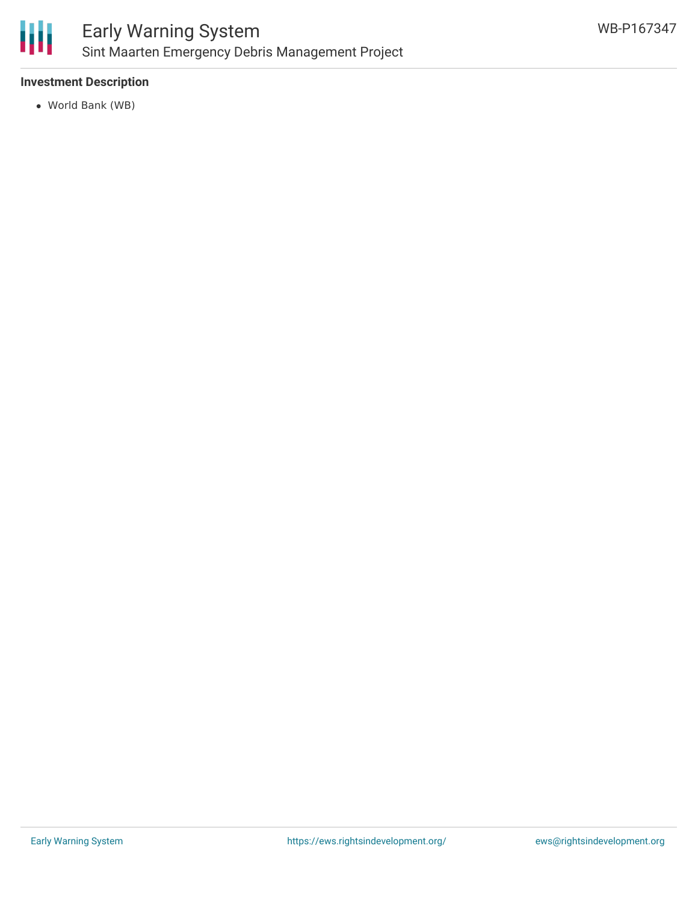### Investment Description

- World Bank (WB)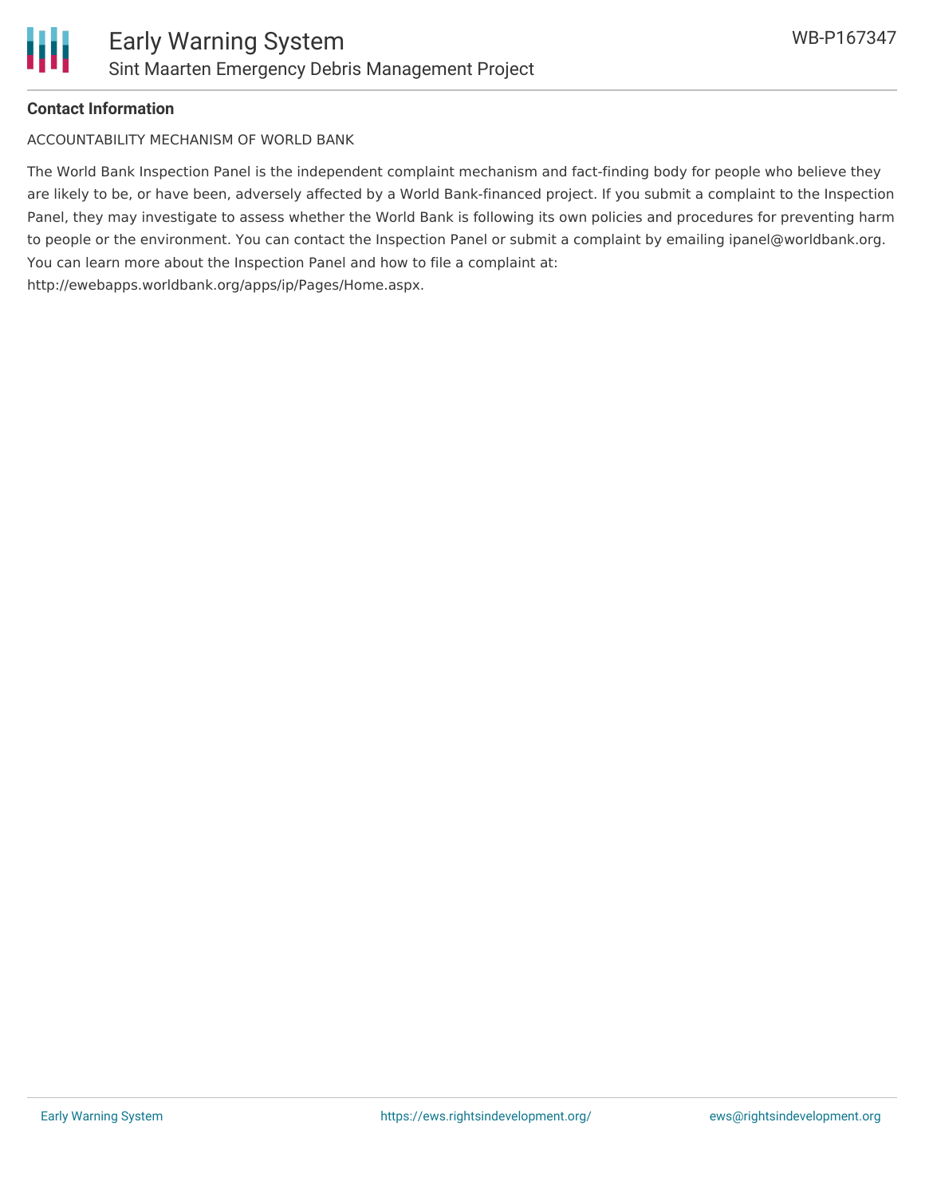**Contact Information**

ACCOUNTABILITY MECHANISM OF WORLD BANK

The World Bank Inspection Panel is the independent complaint mechanism and fact-finding body for people who believe they are likely to be, or have been, adversely affected by a World Bank-financed project. If you submit a complaint to the Inspection Panel, they may investigate to assess whether the World Bank is following its own policies and procedures for preventing harm to people or the environment. You can contact the Inspection Panel or submit a complaint by emailing ipanel@worldbank.org. You can learn more about the Inspection Panel and how to file a complaint at: http://ewebapps.worldbank.org/apps/ip/Pages/Home.aspx.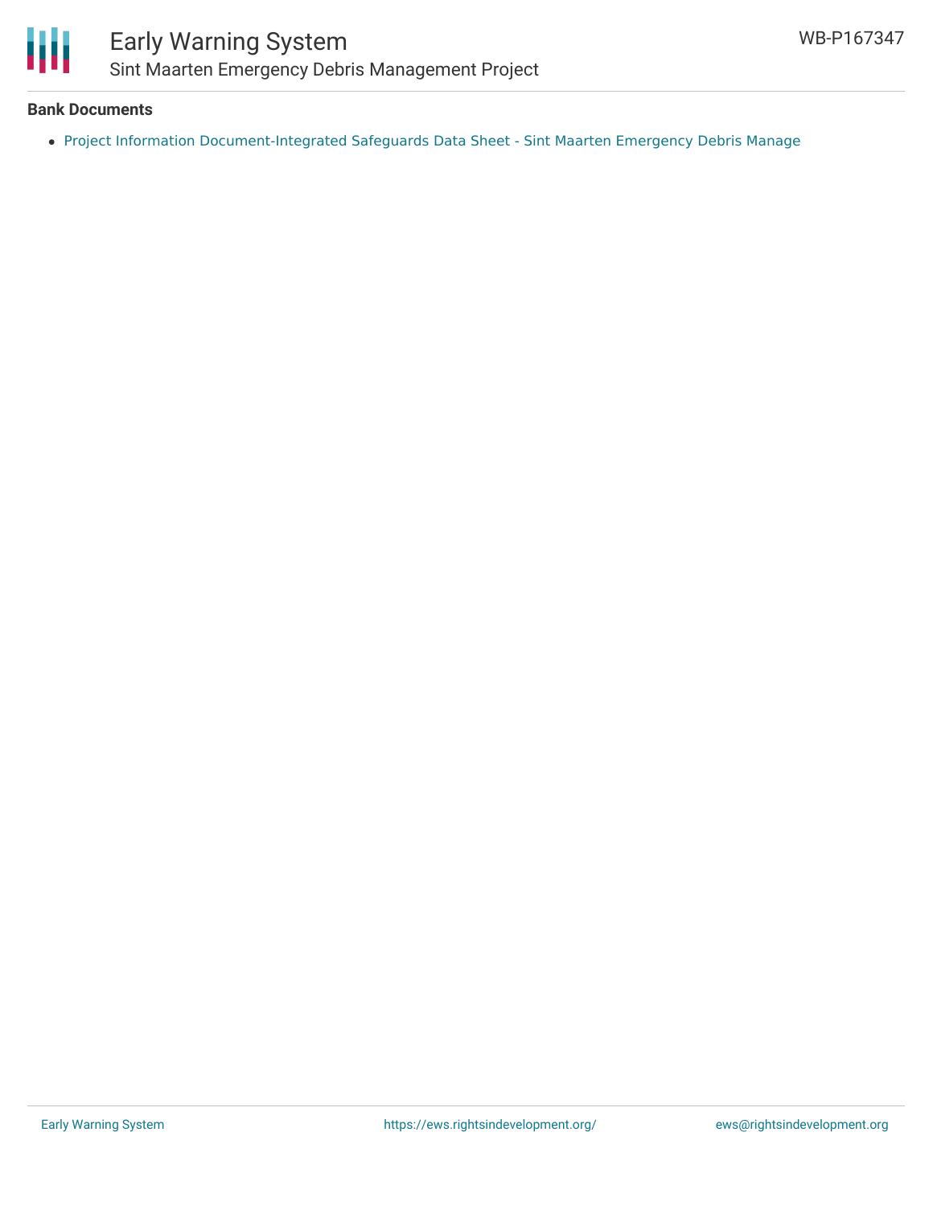**Bank Documents**

- Project Information Document-Integrated Safeguards Data Sheet - Sint Maarten Emergency Debris Manage